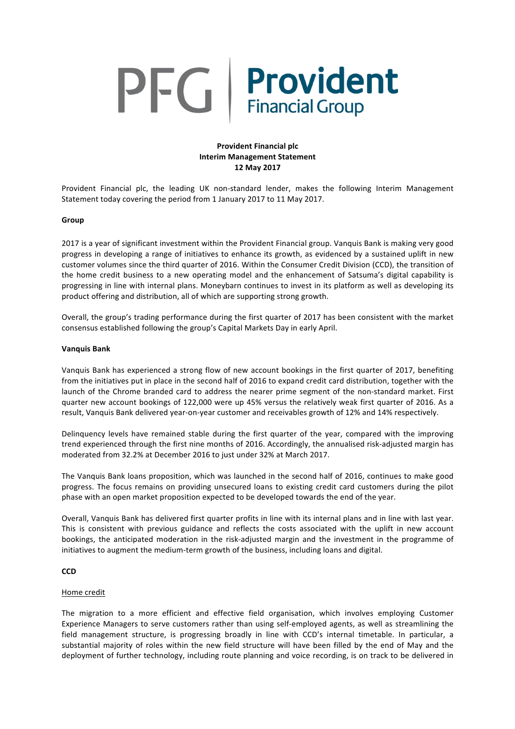PFG | **Provident** Financial Group

**Provident Financial plc**
**Interim Management Statement**
**12 May 2017**

Provident Financial plc, the leading UK non-standard lender, makes the following Interim Management Statement today covering the period from 1 January 2017 to 11 May 2017.

**Group**

2017 is a year of significant investment within the Provident Financial group. Vanquis Bank is making very good progress in developing a range of initiatives to enhance its growth, as evidenced by a sustained uplift in new customer volumes since the third quarter of 2016. Within the Consumer Credit Division (CCD), the transition of the home credit business to a new operating model and the enhancement of Satsuma's digital capability is progressing in line with internal plans. Moneybarn continues to invest in its platform as well as developing its product offering and distribution, all of which are supporting strong growth.

Overall, the group's trading performance during the first quarter of 2017 has been consistent with the market consensus established following the group's Capital Markets Day in early April.

**Vanquis Bank**

Vanquis Bank has experienced a strong flow of new account bookings in the first quarter of 2017, benefiting from the initiatives put in place in the second half of 2016 to expand credit card distribution, together with the launch of the Chrome branded card to address the nearer prime segment of the non-standard market. First quarter new account bookings of 122,000 were up 45% versus the relatively weak first quarter of 2016. As a result, Vanquis Bank delivered year-on-year customer and receivables growth of 12% and 14% respectively.

Delinquency levels have remained stable during the first quarter of the year, compared with the improving trend experienced through the first nine months of 2016. Accordingly, the annualised risk-adjusted margin has moderated from 32.2% at December 2016 to just under 32% at March 2017.

The Vanquis Bank loans proposition, which was launched in the second half of 2016, continues to make good progress. The focus remains on providing unsecured loans to existing credit card customers during the pilot phase with an open market proposition expected to be developed towards the end of the year.

Overall, Vanquis Bank has delivered first quarter profits in line with its internal plans and in line with last year. This is consistent with previous guidance and reflects the costs associated with the uplift in new account bookings, the anticipated moderation in the risk-adjusted margin and the investment in the programme of initiatives to augment the medium-term growth of the business, including loans and digital.

**CCD**

Home credit

The migration to a more efficient and effective field organisation, which involves employing Customer Experience Managers to serve customers rather than using self-employed agents, as well as streamlining the field management structure, is progressing broadly in line with CCD's internal timetable. In particular, a substantial majority of roles within the new field structure will have been filled by the end of May and the deployment of further technology, including route planning and voice recording, is on track to be delivered in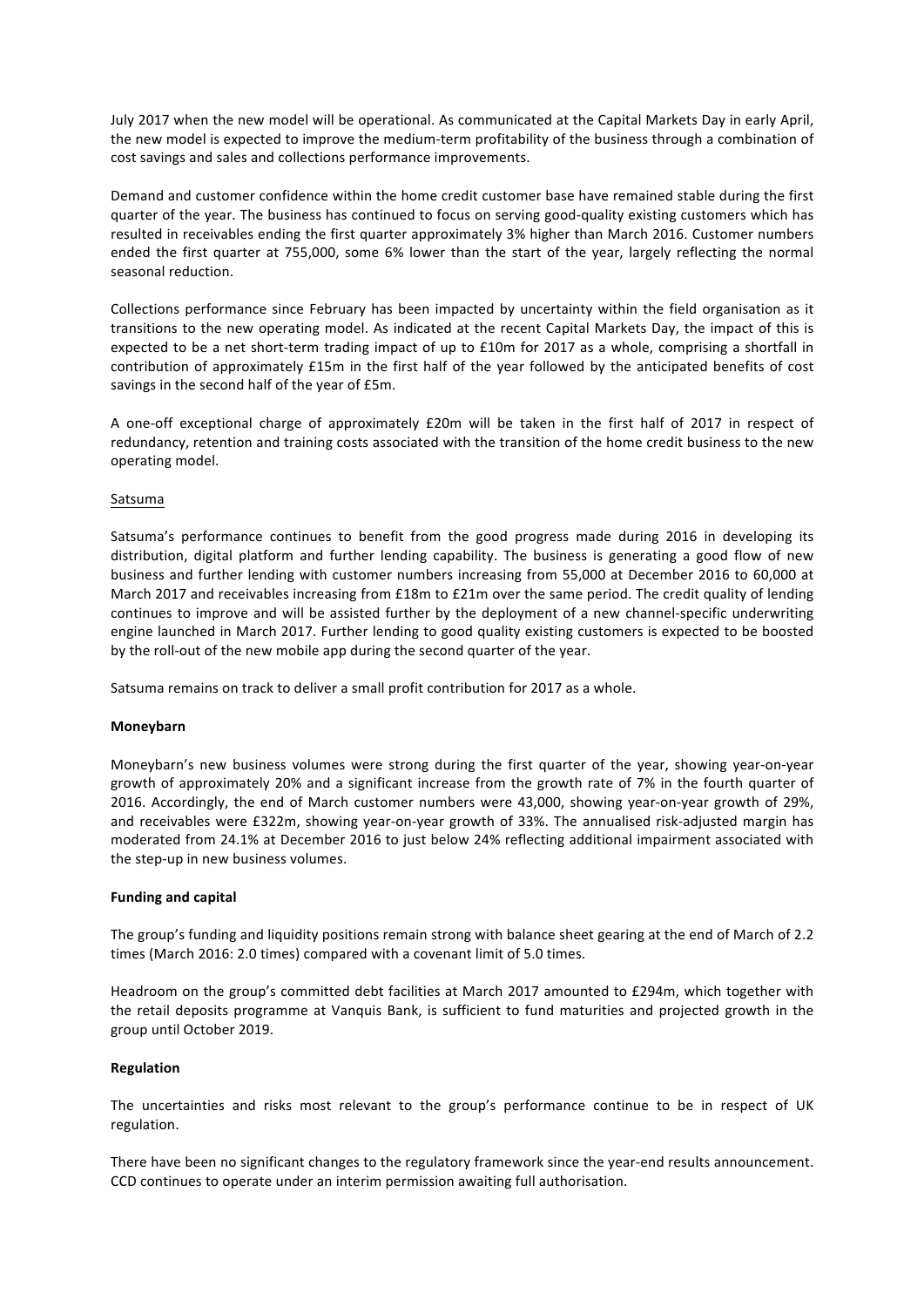July 2017 when the new model will be operational. As communicated at the Capital Markets Day in early April, the new model is expected to improve the medium-term profitability of the business through a combination of cost savings and sales and collections performance improvements.

Demand and customer confidence within the home credit customer base have remained stable during the first quarter of the year. The business has continued to focus on serving good-quality existing customers which has resulted in receivables ending the first quarter approximately 3% higher than March 2016. Customer numbers ended the first quarter at 755,000, some 6% lower than the start of the year, largely reflecting the normal seasonal reduction.

Collections performance since February has been impacted by uncertainty within the field organisation as it transitions to the new operating model. As indicated at the recent Capital Markets Day, the impact of this is expected to be a net short-term trading impact of up to £10m for 2017 as a whole, comprising a shortfall in contribution of approximately £15m in the first half of the year followed by the anticipated benefits of cost savings in the second half of the year of £5m.

A one-off exceptional charge of approximately £20m will be taken in the first half of 2017 in respect of redundancy, retention and training costs associated with the transition of the home credit business to the new operating model.

Satsuma

Satsuma's performance continues to benefit from the good progress made during 2016 in developing its distribution, digital platform and further lending capability. The business is generating a good flow of new business and further lending with customer numbers increasing from 55,000 at December 2016 to 60,000 at March 2017 and receivables increasing from £18m to £21m over the same period. The credit quality of lending continues to improve and will be assisted further by the deployment of a new channel-specific underwriting engine launched in March 2017. Further lending to good quality existing customers is expected to be boosted by the roll-out of the new mobile app during the second quarter of the year.

Satsuma remains on track to deliver a small profit contribution for 2017 as a whole.

**Moneybarn**

Moneybarn's new business volumes were strong during the first quarter of the year, showing year-on-year growth of approximately 20% and a significant increase from the growth rate of 7% in the fourth quarter of 2016. Accordingly, the end of March customer numbers were 43,000, showing year-on-year growth of 29%, and receivables were £322m, showing year-on-year growth of 33%. The annualised risk-adjusted margin has moderated from 24.1% at December 2016 to just below 24% reflecting additional impairment associated with the step-up in new business volumes.

**Funding and capital**

The group's funding and liquidity positions remain strong with balance sheet gearing at the end of March of 2.2 times (March 2016: 2.0 times) compared with a covenant limit of 5.0 times.

Headroom on the group's committed debt facilities at March 2017 amounted to £294m, which together with the retail deposits programme at Vanquis Bank, is sufficient to fund maturities and projected growth in the group until October 2019.

**Regulation**

The uncertainties and risks most relevant to the group's performance continue to be in respect of UK regulation.

There have been no significant changes to the regulatory framework since the year-end results announcement. CCD continues to operate under an interim permission awaiting full authorisation.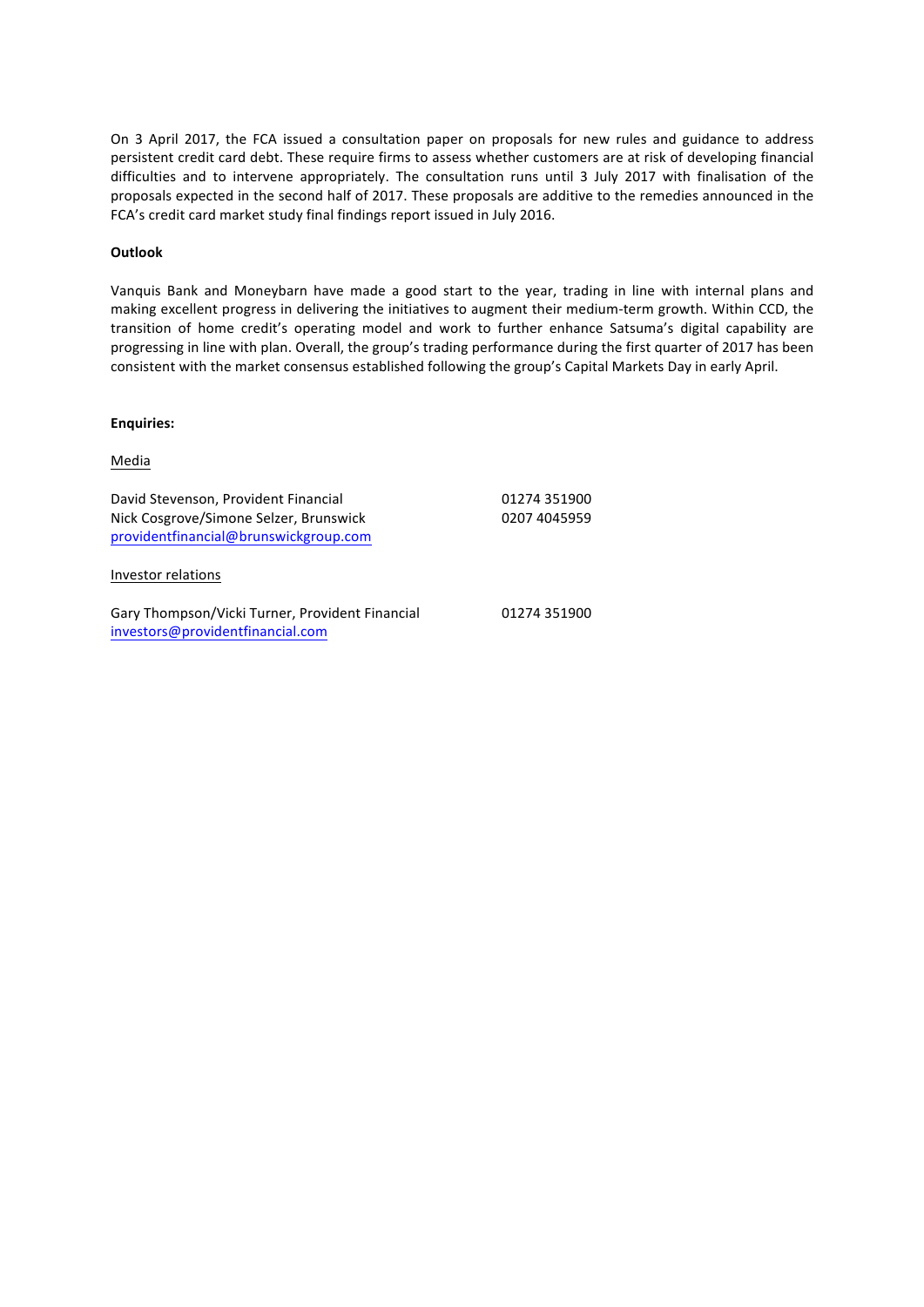On 3 April 2017, the FCA issued a consultation paper on proposals for new rules and guidance to address persistent credit card debt. These require firms to assess whether customers are at risk of developing financial difficulties and to intervene appropriately. The consultation runs until 3 July 2017 with finalisation of the proposals expected in the second half of 2017. These proposals are additive to the remedies announced in the FCA's credit card market study final findings report issued in July 2016.

**Outlook**

Vanquis Bank and Moneybarn have made a good start to the year, trading in line with internal plans and making excellent progress in delivering the initiatives to augment their medium-term growth. Within CCD, the transition of home credit's operating model and work to further enhance Satsuma's digital capability are progressing in line with plan. Overall, the group's trading performance during the first quarter of 2017 has been consistent with the market consensus established following the group's Capital Markets Day in early April.

**Enquiries:**

Media

| | |
|---|---|
| David Stevenson, Provident Financial | 01274 351900 |
| Nick Cosgrove/Simone Selzer, Brunswick | 0207 4045959 |
| providentfinancial@brunswickgroup.com | |

Investor relations

| | |
|---|---|
| Gary Thompson/Vicki Turner, Provident Financial | 01274 351900 |
| investors@providentfinancial.com | |